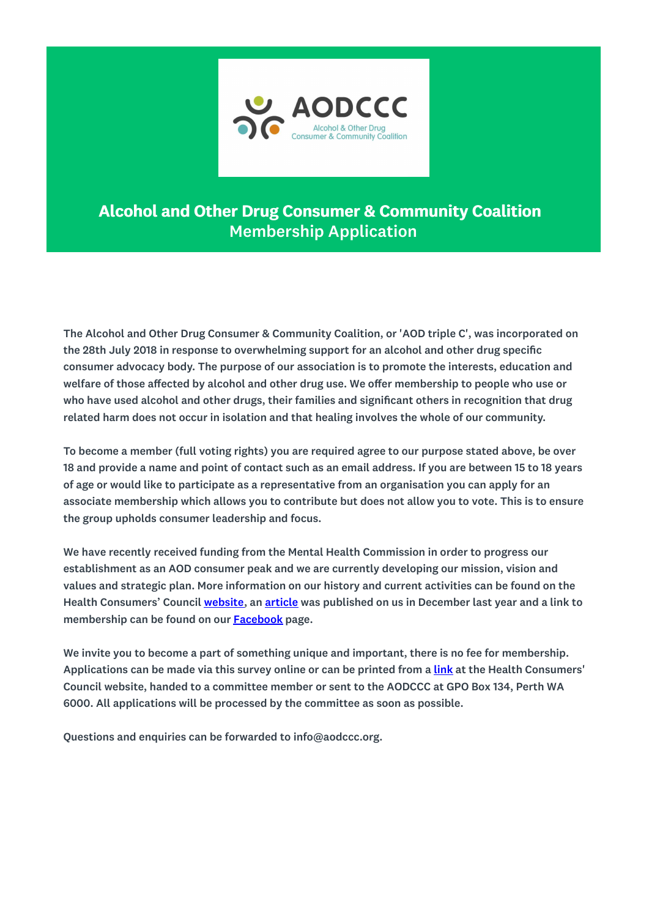# Alcohol and Other Drug Consumer & Community Coalition

## Membership Application

The Alcohol and Other Drug Consumer & Community Coalition, or 'AOD triple C', was incorporated on the 28th July 2018 in response to overwhelming support for an alcohol and other drug specific consumer advocacy body. The purpose of our association is to promote the interests, education and welfare of those affected by alcohol and other drug use. We offer membership to people who use or who have used alcohol and other drugs, their families and significant others in recognition that drug related harm does not occur in isolation and that healing involves the whole of our community.

To become a member (full voting rights) you are required agree to our purpose stated above, be over 18 and provide a name and point of contact such as an email address. If you are between 15 to 18 years of age or would like to participate as a representative from an organisation you can apply for an associate membership which allows you to contribute but does not allow you to vote. This is to ensure the group upholds consumer leadership and focus.

We have recently received funding from the Mental Health Commission in order to progress our establishment as an AOD consumer peak and we are currently developing our mission, vision and values and strategic plan. More information on our history and current activities can be found on the Health Consumers' Council website, an article was published on us in December last year and a link to membership can be found on our Facebook page.

We invite you to become a part of something unique and important, there is no fee for membership. Applications can be made via this survey online or can be printed from a link at the Health Consumers' Council website, handed to a committee member or sent to the AODCCC at GPO Box 134, Perth WA 6000. All applications will be processed by the committee as soon as possible.

Questions and enquiries can be forwarded to info@aodccc.org.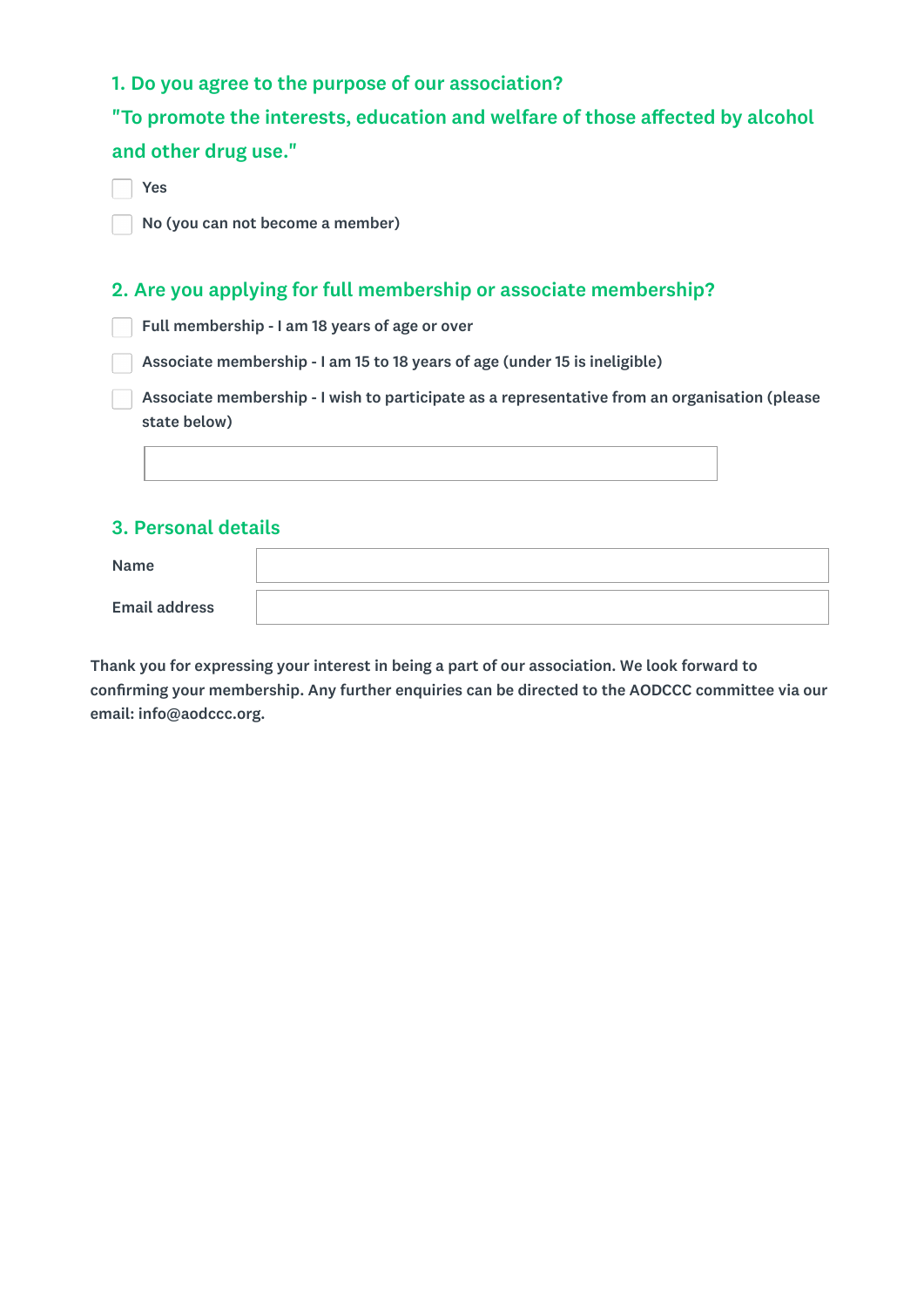### 1. Do you agree to the purpose of our association?

### "To promote the interests, education and welfare of those affected by alcohol and other drug use."

- [ ] Yes
- [ ] No (you can not become a member)

### 2. Are you applying for full membership or associate membership?

- [ ] Full membership - I am 18 years of age or over
- [ ] Associate membership - I am 15 to 18 years of age (under 15 is ineligible)
- [ ] Associate membership - I wish to participate as a representative from an organisation (please state below)

\_\_\_\_\_\_\_\_\_\_\_\_\_\_\_\_\_\_\_\_\_\_\_\_\_\_\_\_\_\_

### 3. Personal details

| | |
|---|---|
| Name | |
| Email address | |

Thank you for expressing your interest in being a part of our association. We look forward to confirming your membership. Any further enquiries can be directed to the AODCCC committee via our email: info@aodccc.org.